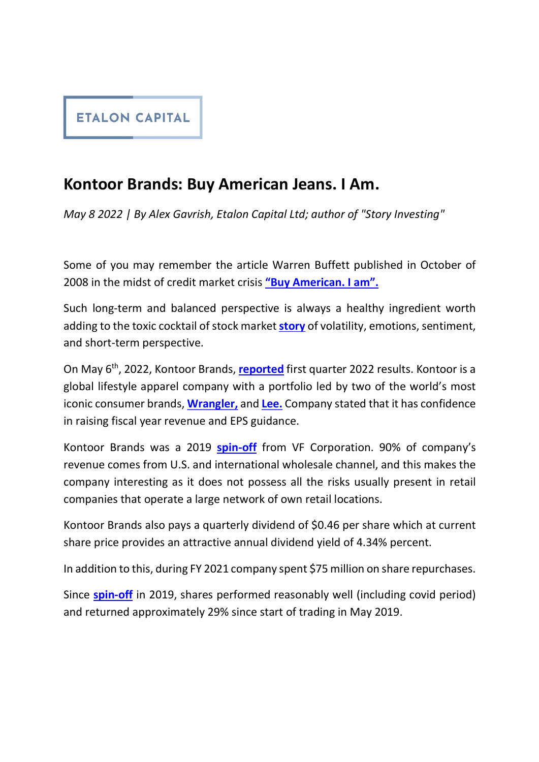ETALON CAPITAL

# Kontoor Brands: Buy American Jeans. I Am.

*May 8 2022 | By Alex Gavrish, Etalon Capital Ltd; author of "Story Investing"*

Some of you may remember the article Warren Buffett published in October of 2008 in the midst of credit market crisis **"Buy American. I am".**

Such long-term and balanced perspective is always a healthy ingredient worth adding to the toxic cocktail of stock market **story** of volatility, emotions, sentiment, and short-term perspective.

On May 6th, 2022, Kontoor Brands, **reported** first quarter 2022 results. Kontoor is a global lifestyle apparel company with a portfolio led by two of the world's most iconic consumer brands, **Wrangler,** and **Lee.** Company stated that it has confidence in raising fiscal year revenue and EPS guidance.

Kontoor Brands was a 2019 **spin-off** from VF Corporation. 90% of company's revenue comes from U.S. and international wholesale channel, and this makes the company interesting as it does not possess all the risks usually present in retail companies that operate a large network of own retail locations.

Kontoor Brands also pays a quarterly dividend of $0.46 per share which at current share price provides an attractive annual dividend yield of 4.34% percent.

In addition to this, during FY 2021 company spent $75 million on share repurchases.

Since **spin-off** in 2019, shares performed reasonably well (including covid period) and returned approximately 29% since start of trading in May 2019.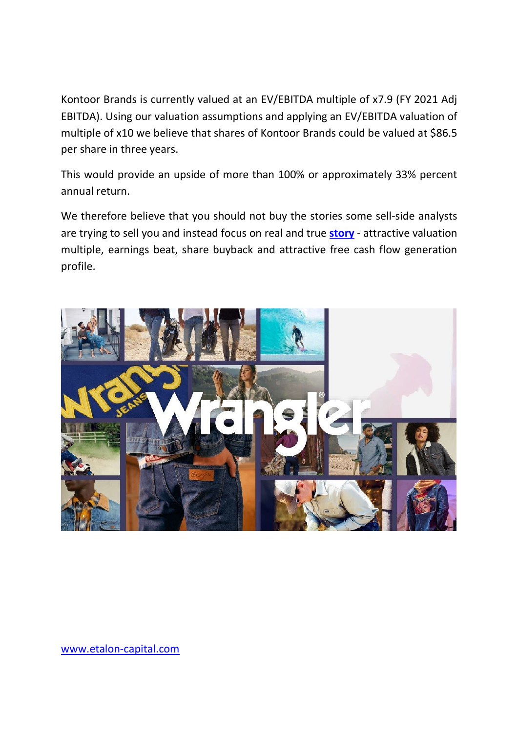Kontoor Brands is currently valued at an EV/EBITDA multiple of x7.9 (FY 2021 Adj EBITDA). Using our valuation assumptions and applying an EV/EBITDA valuation of multiple of x10 we believe that shares of Kontoor Brands could be valued at $86.5 per share in three years.

This would provide an upside of more than 100% or approximately 33% percent annual return.

We therefore believe that you should not buy the stories some sell-side analysts are trying to sell you and instead focus on real and true **story** - attractive valuation multiple, earnings beat, share buyback and attractive free cash flow generation profile.

www.etalon-capital.com